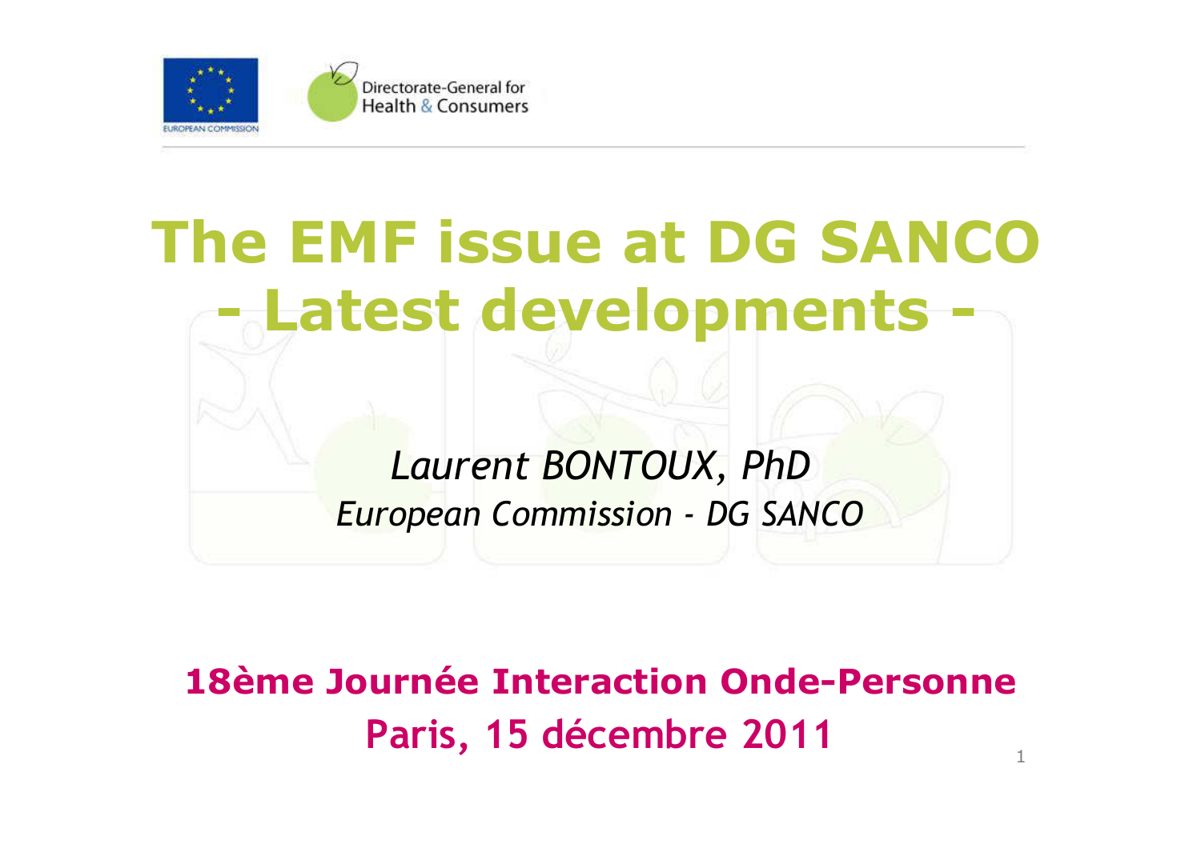Directorate-General for Health & Consumers

# The EMF issue at DG SANCO - Latest developments -

*Laurent BONTOUX, PhD*

*European Commission - DG SANCO*

**18ème Journée Interaction Onde-Personne**

**Paris, 15 décembre 2011**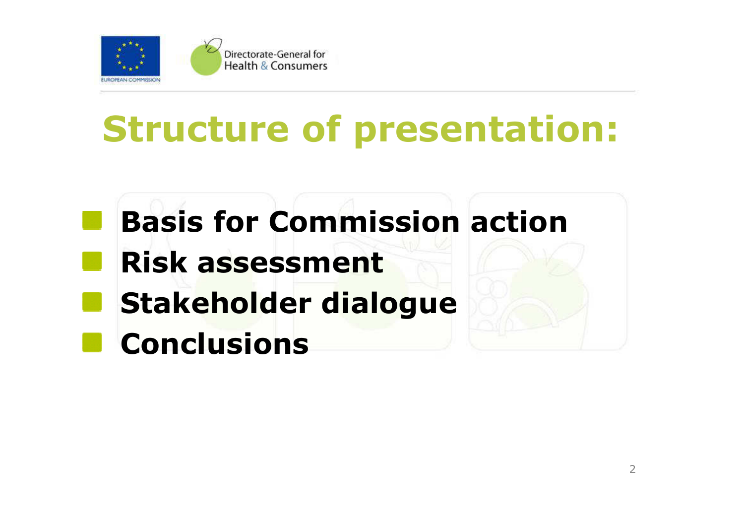# Structure of presentation:

- **Basis for Commission action**
- **Risk assessment**
- **Stakeholder dialogue**
- **Conclusions**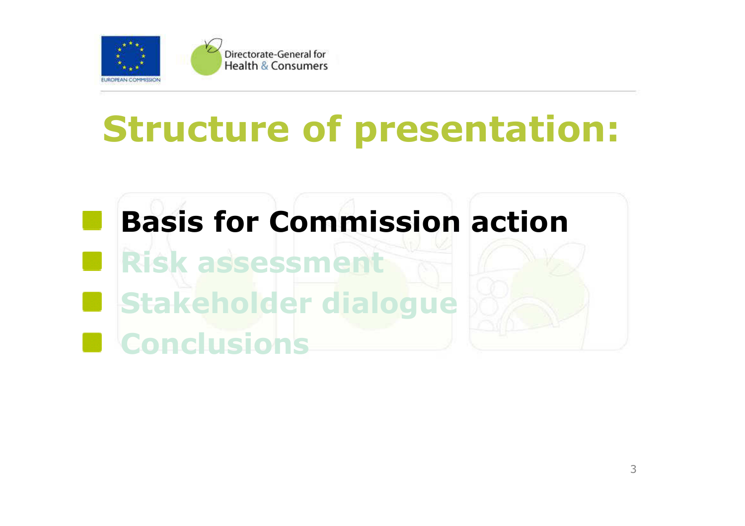# Structure of presentation:

- **Basis for Commission action**
- **Risk assessment**
- **Stakeholder dialogue**
- **Conclusions**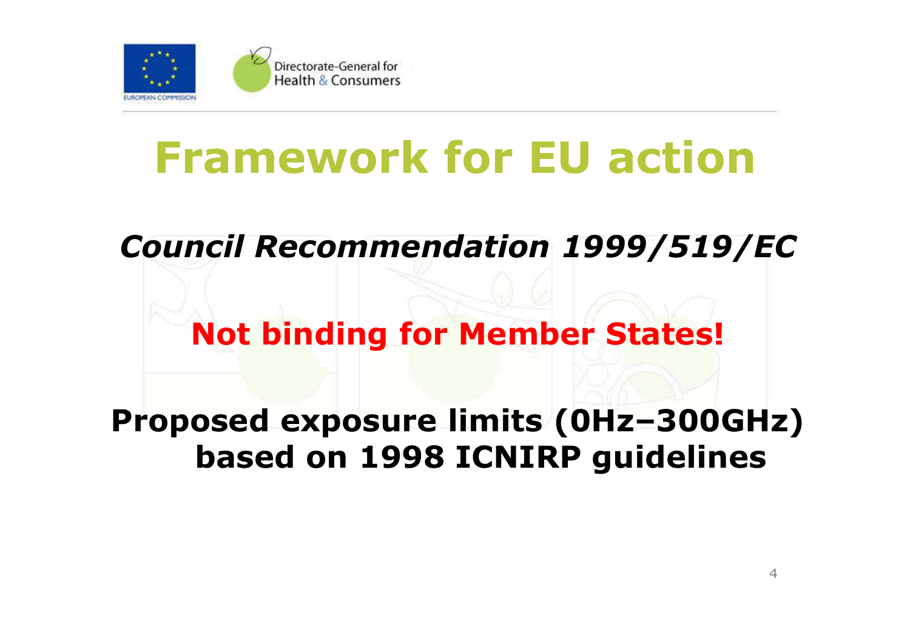# Framework for EU action

***Council Recommendation 1999/519/EC***

**Not binding for Member States!**

**Proposed exposure limits (0Hz–300GHz) based on 1998 ICNIRP guidelines**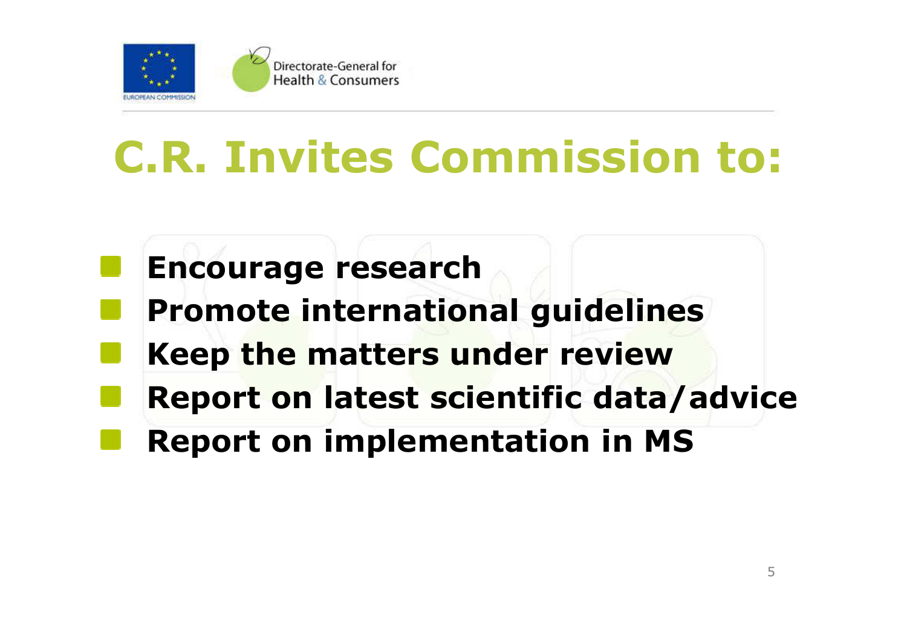# C.R. Invites Commission to:

- **Encourage research**
- **Promote international guidelines**
- **Keep the matters under review**
- **Report on latest scientific data/advice**
- **Report on implementation in MS**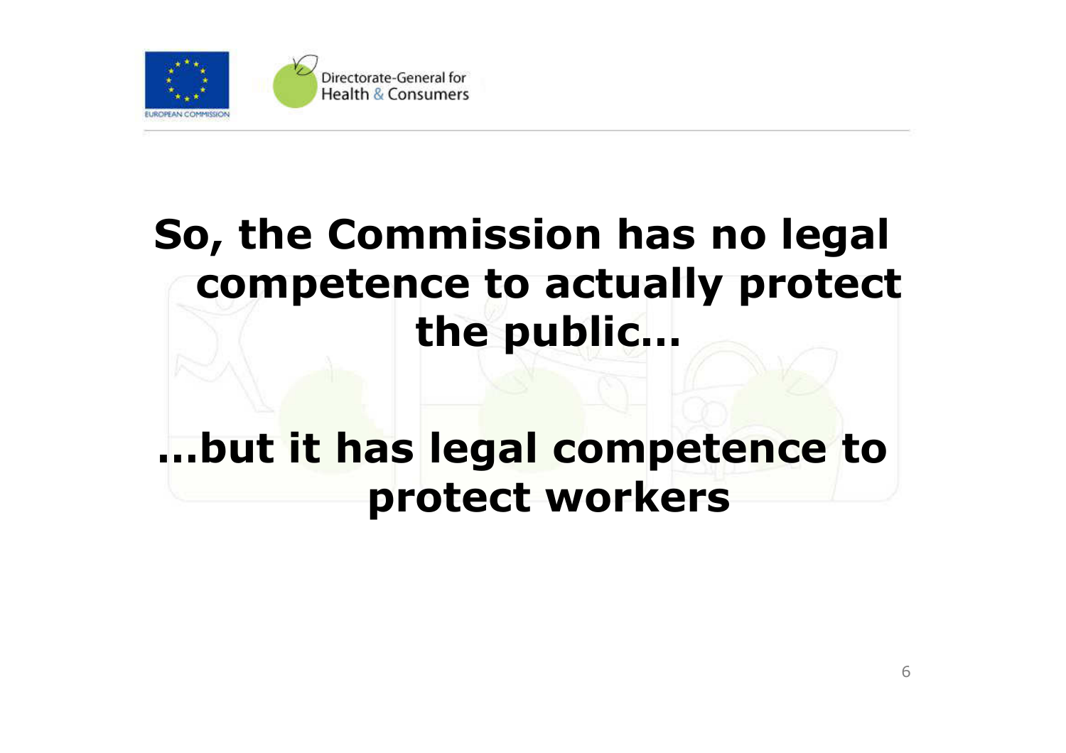**So, the Commission has no legal competence to actually protect the public…**

**…but it has legal competence to protect workers**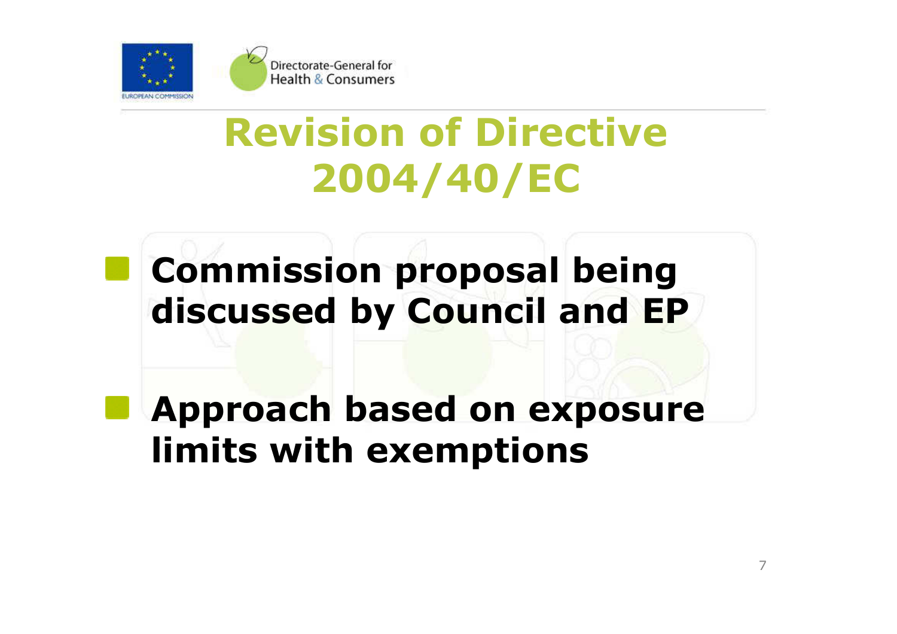# Revision of Directive 2004/40/EC

- **Commission proposal being discussed by Council and EP**
- **Approach based on exposure limits with exemptions**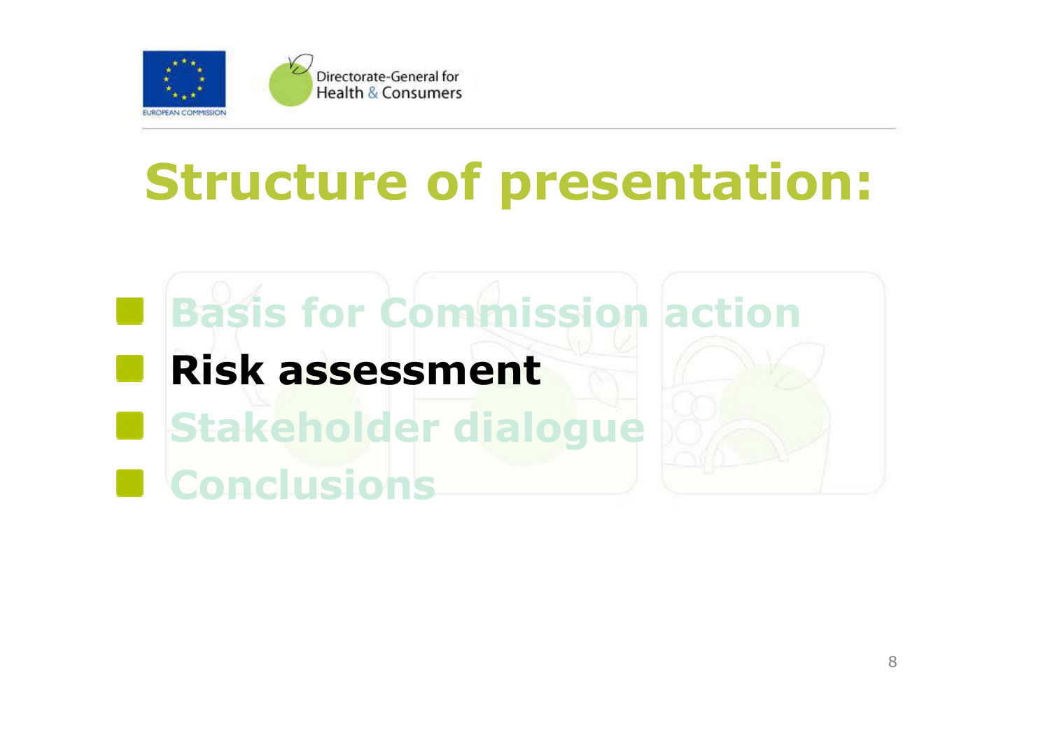# Structure of presentation:

- Basis for Commission action
- **Risk assessment**
- Stakeholder dialogue
- Conclusions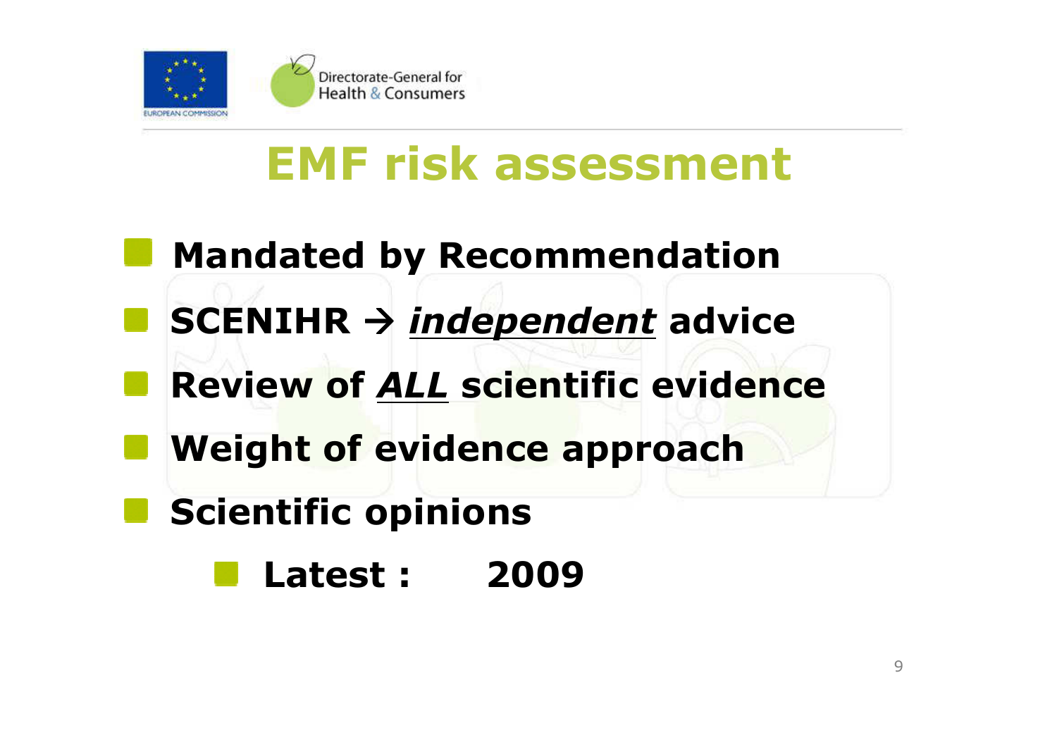# EMF risk assessment

- **Mandated by Recommendation**
- **SCENIHR → *independent* advice**
- **Review of *ALL* scientific evidence**
- **Weight of evidence approach**
- **Scientific opinions**
  - **Latest : 2009**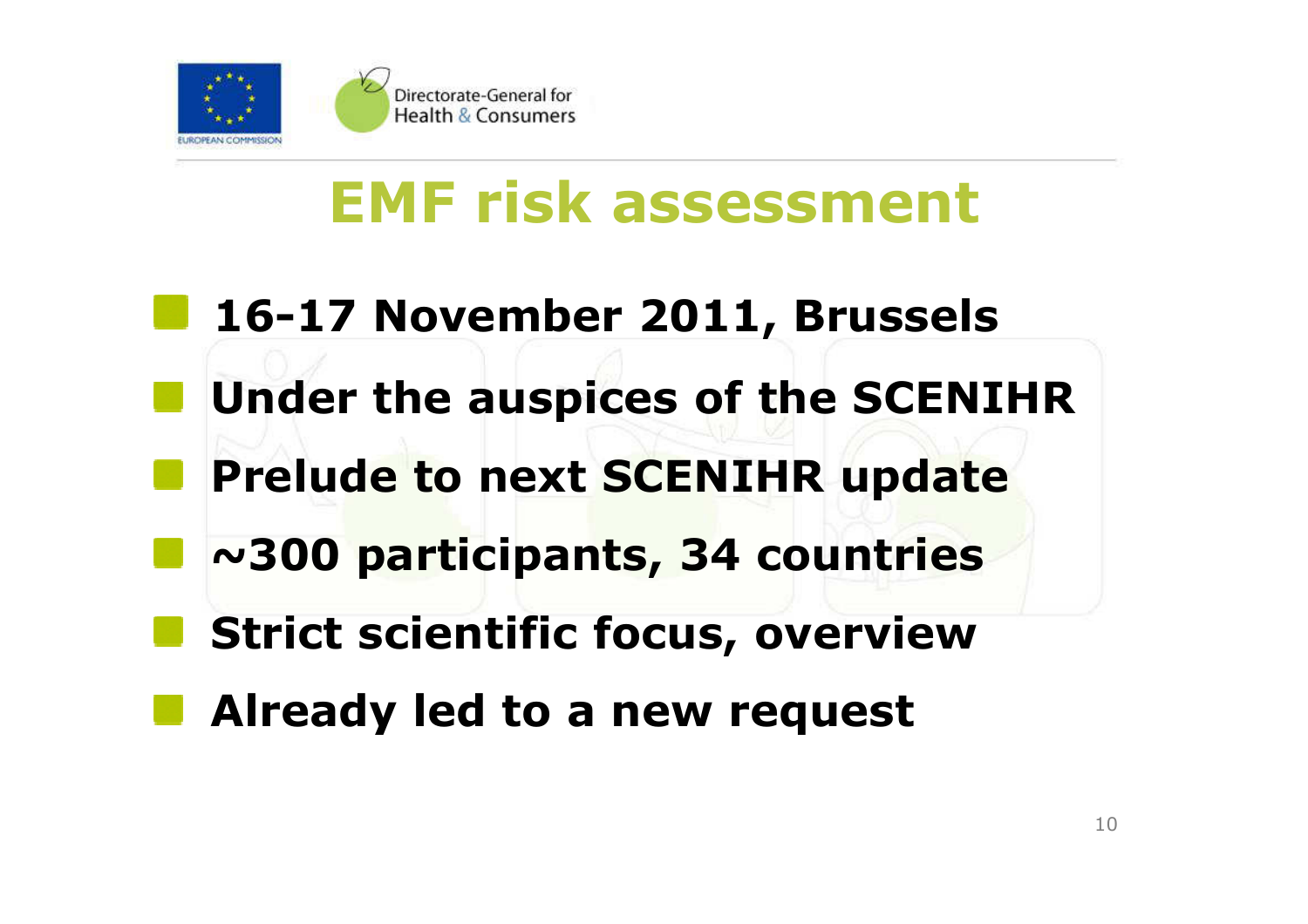# EMF risk assessment

- **16-17 November 2011, Brussels**
- **Under the auspices of the SCENIHR**
- **Prelude to next SCENIHR update**
- **~300 participants, 34 countries**
- **Strict scientific focus, overview**
- **Already led to a new request**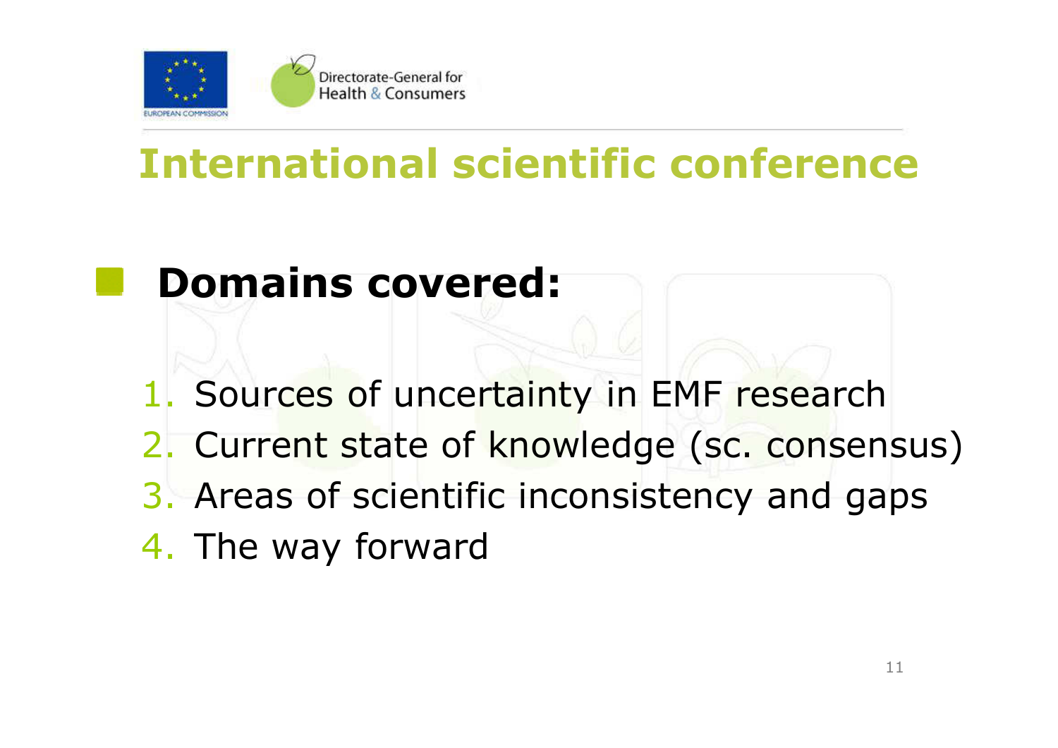# International scientific conference

- **Domains covered:**

  1. Sources of uncertainty in EMF research
  2. Current state of knowledge (sc. consensus)
  3. Areas of scientific inconsistency and gaps
  4. The way forward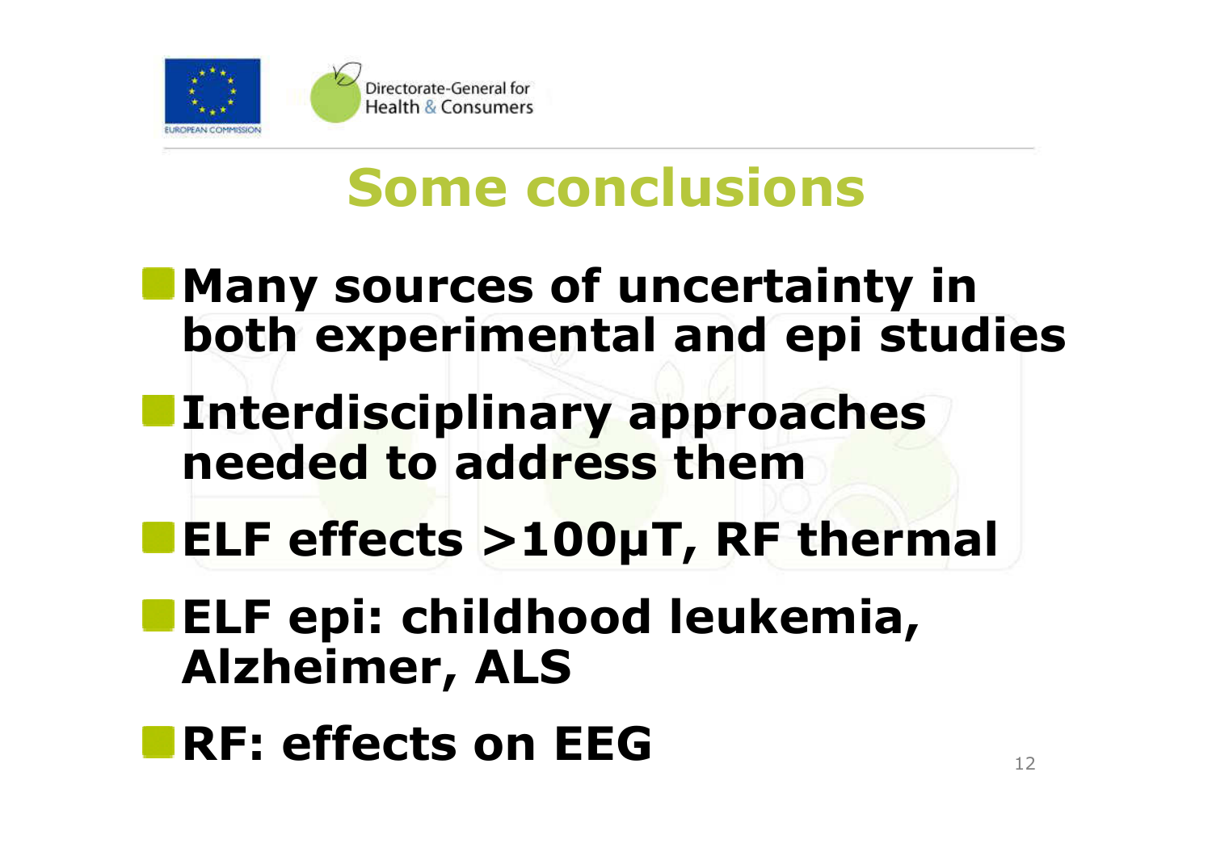# Some conclusions

- **Many sources of uncertainty in both experimental and epi studies**
- **Interdisciplinary approaches needed to address them**
- **ELF effects >100μT, RF thermal**
- **ELF epi: childhood leukemia, Alzheimer, ALS**
- **RF: effects on EEG**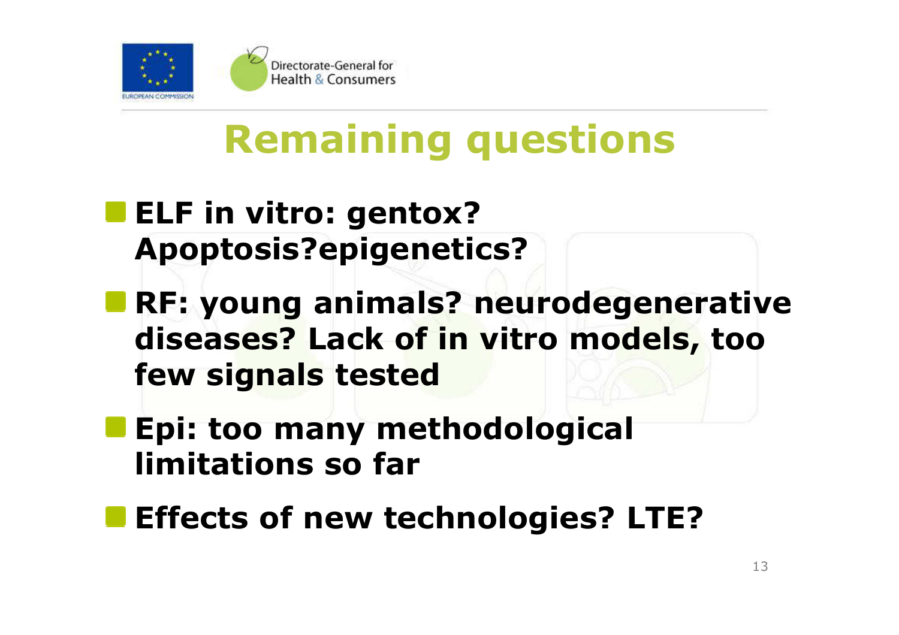# Remaining questions

- **ELF in vitro: gentox? Apoptosis?epigenetics?**
- **RF: young animals? neurodegenerative diseases? Lack of in vitro models, too few signals tested**
- **Epi: too many methodological limitations so far**
- **Effects of new technologies? LTE?**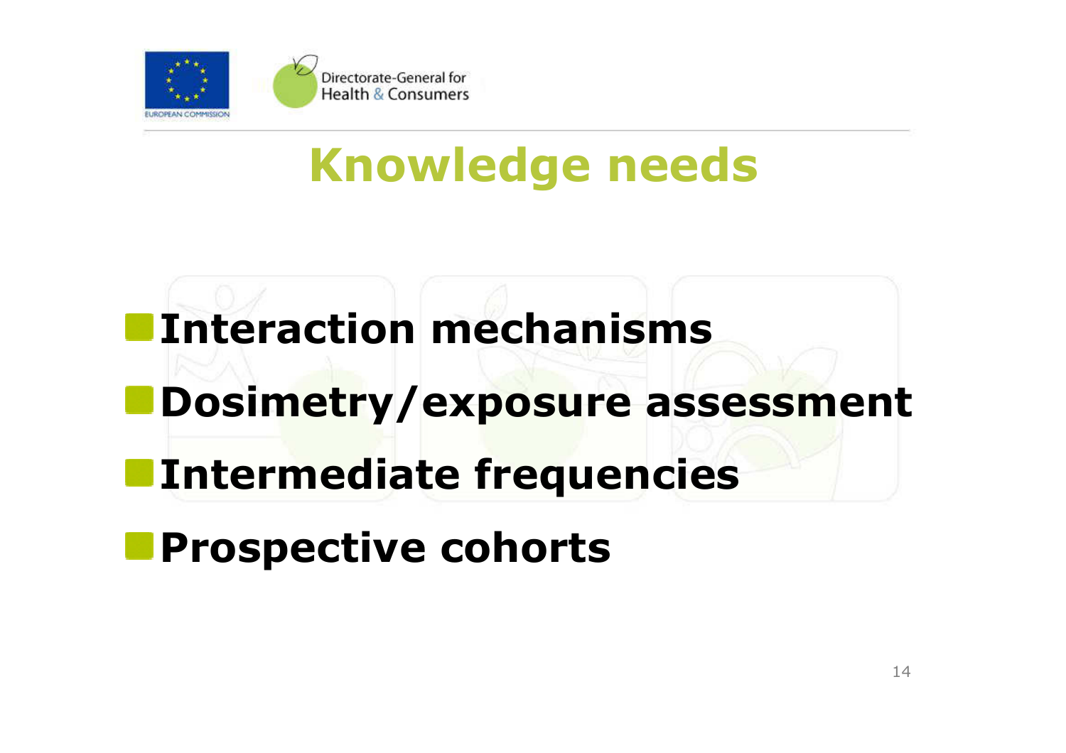# Knowledge needs

- **Interaction mechanisms**
- **Dosimetry/exposure assessment**
- **Intermediate frequencies**
- **Prospective cohorts**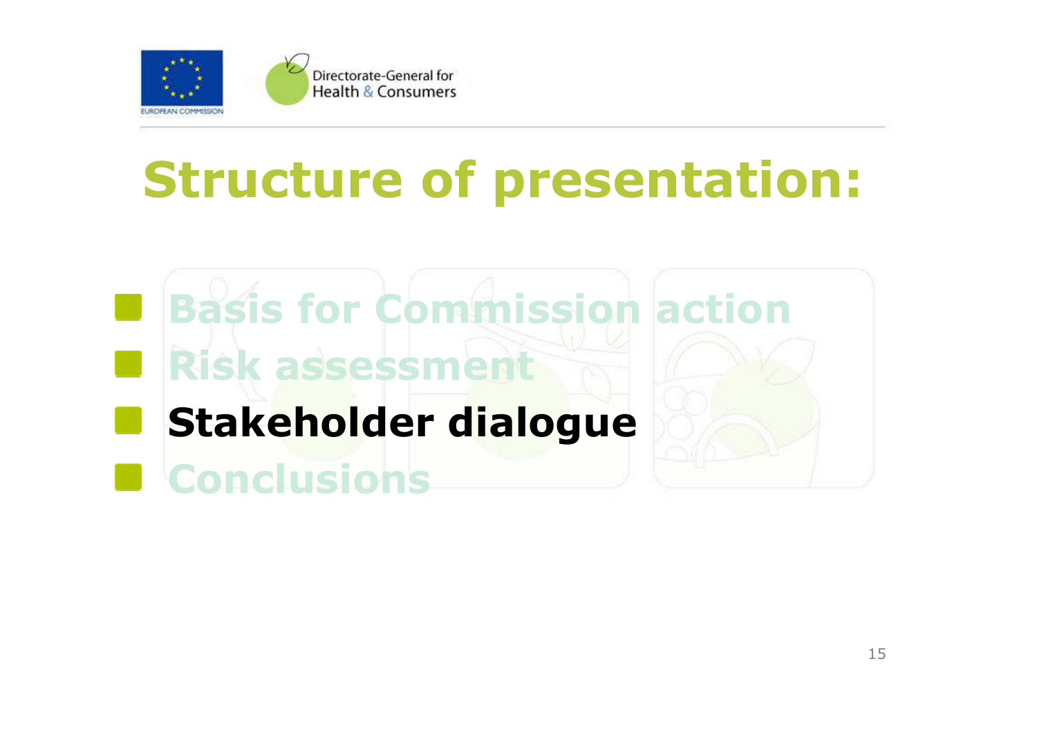# Structure of presentation:

- Basis for Commission action
- Risk assessment
- **Stakeholder dialogue**
- Conclusions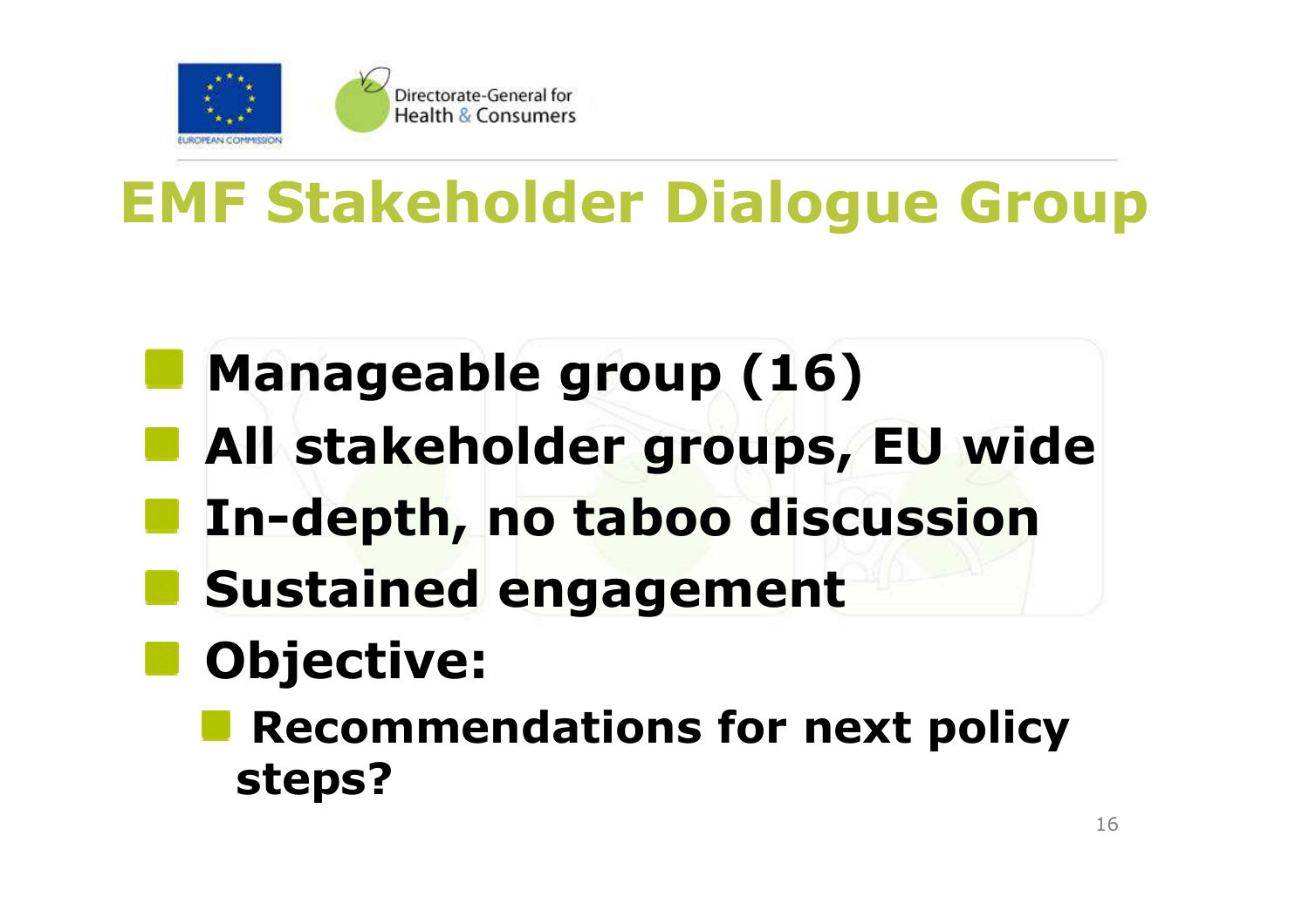# EMF Stakeholder Dialogue Group

- **Manageable group (16)**
- **All stakeholder groups, EU wide**
- **In-depth, no taboo discussion**
- **Sustained engagement**
- **Objective:**
  - **Recommendations for next policy steps?**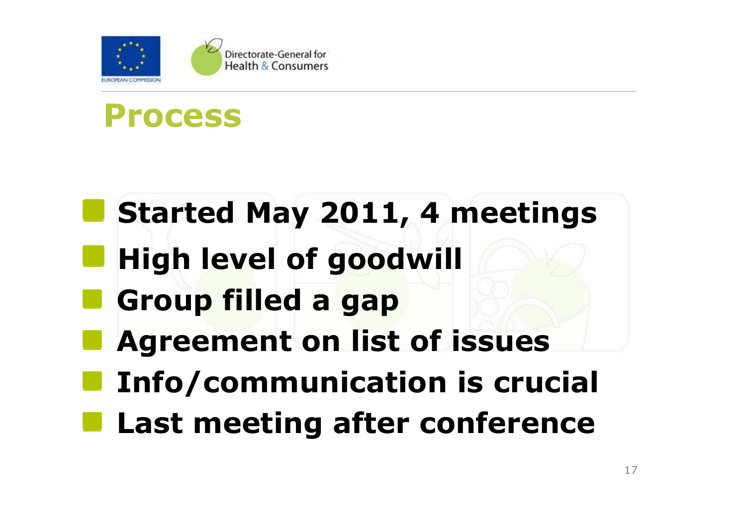# Process

- **Started May 2011, 4 meetings**
- **High level of goodwill**
- **Group filled a gap**
- **Agreement on list of issues**
- **Info/communication is crucial**
- **Last meeting after conference**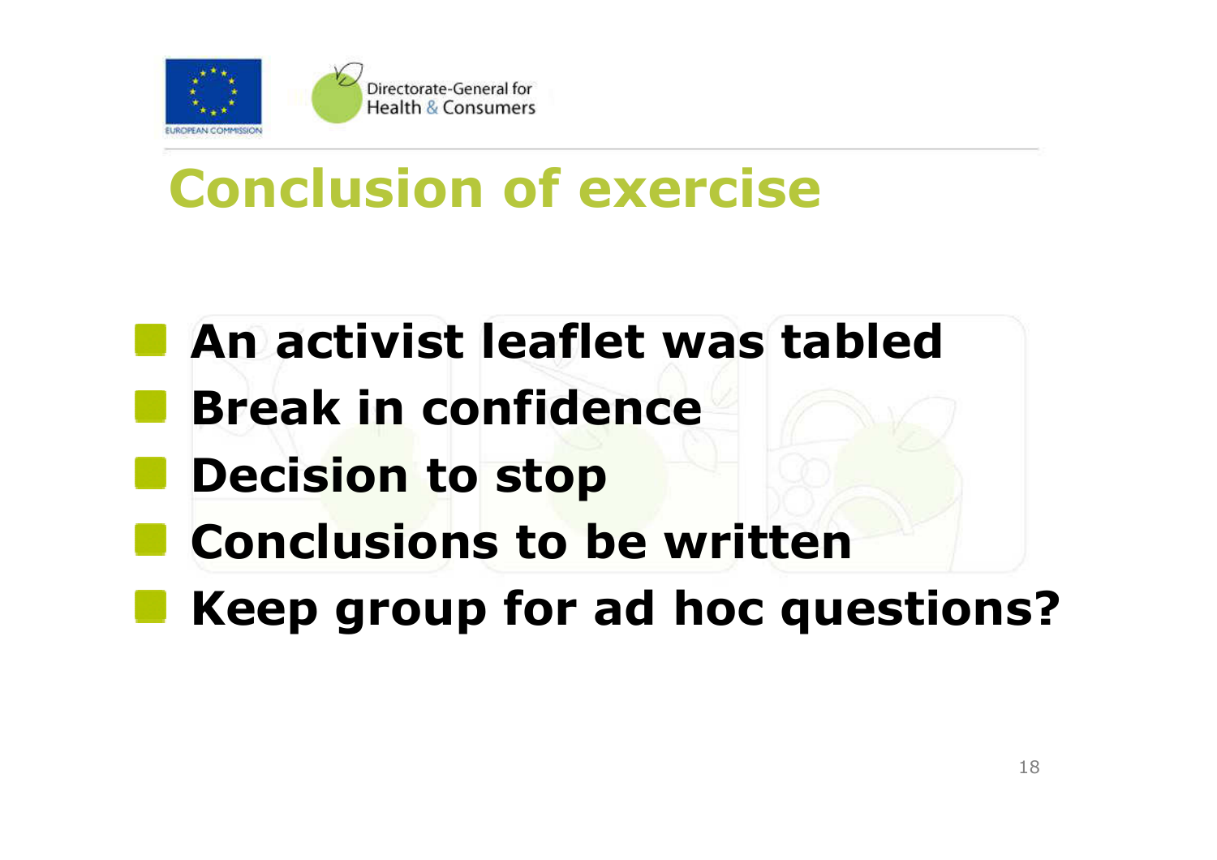# Conclusion of exercise

- **An activist leaflet was tabled**
- **Break in confidence**
- **Decision to stop**
- **Conclusions to be written**
- **Keep group for ad hoc questions?**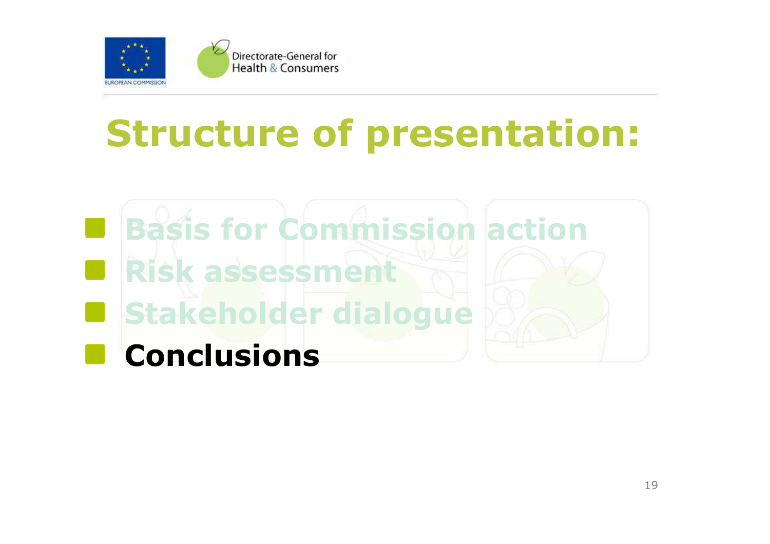# Structure of presentation:

- Basis for Commission action
- Risk assessment
- Stakeholder dialogue
- **Conclusions**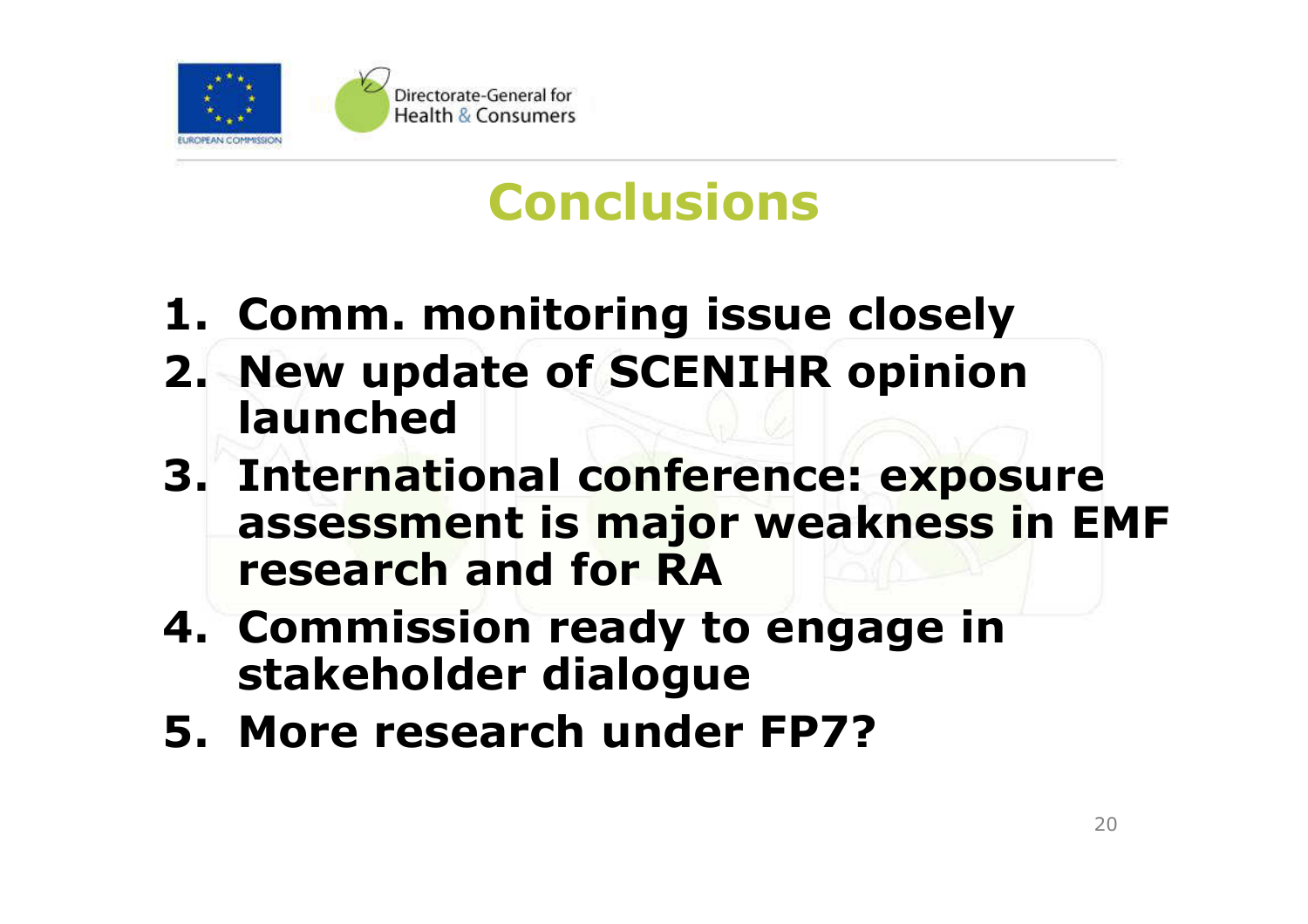# Conclusions

1. **Comm. monitoring issue closely**
2. **New update of SCENIHR opinion launched**
3. **International conference: exposure assessment is major weakness in EMF research and for RA**
4. **Commission ready to engage in stakeholder dialogue**
5. **More research under FP7?**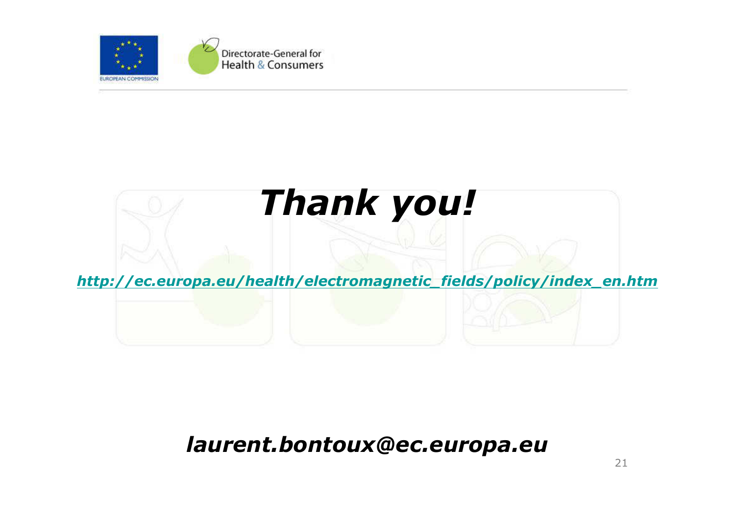Directorate-General for Health & Consumers

# *Thank you!*

***http://ec.europa.eu/health/electromagnetic_fields/policy/index_en.htm***

***laurent.bontoux@ec.europa.eu***